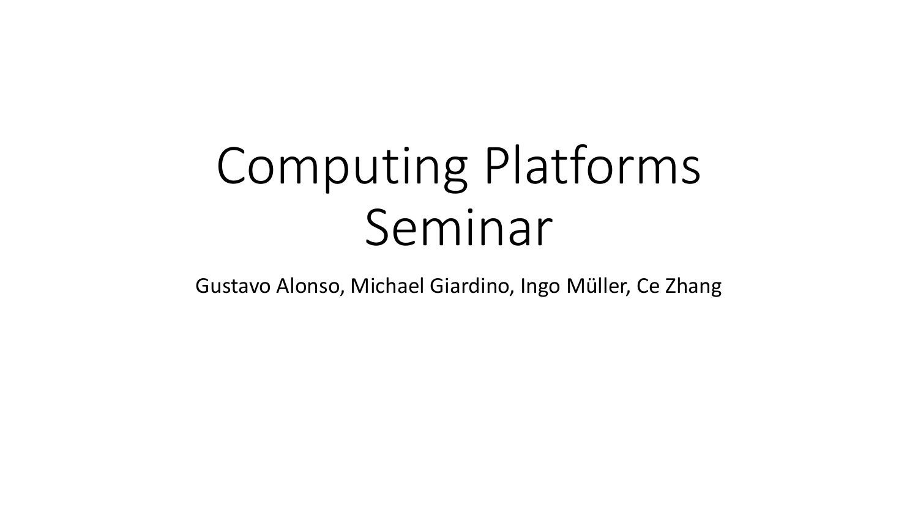# Computing Platforms Seminar

Gustavo Alonso, Michael Giardino, Ingo Müller, Ce Zhang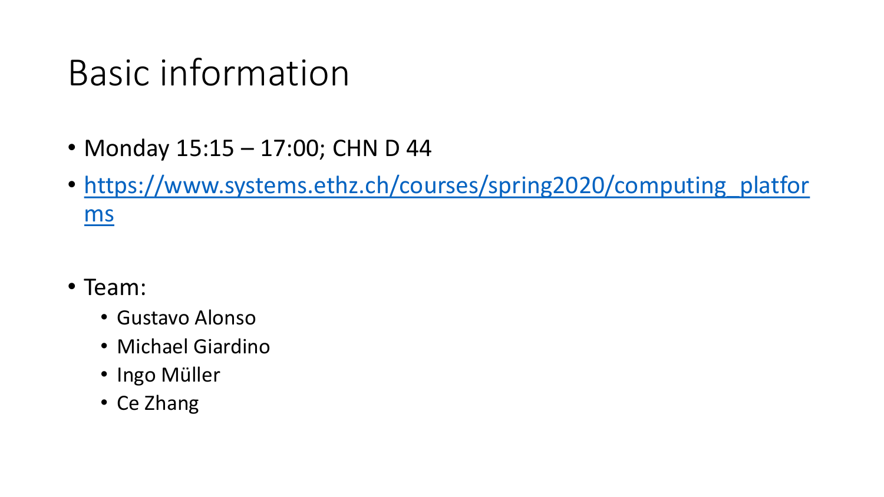# Basic information

- Monday 15:15 – 17:00; CHN D 44
- https://www.systems.ethz.ch/courses/spring2020/computing_platforms

- Team:
  - Gustavo Alonso
  - Michael Giardino
  - Ingo Müller
  - Ce Zhang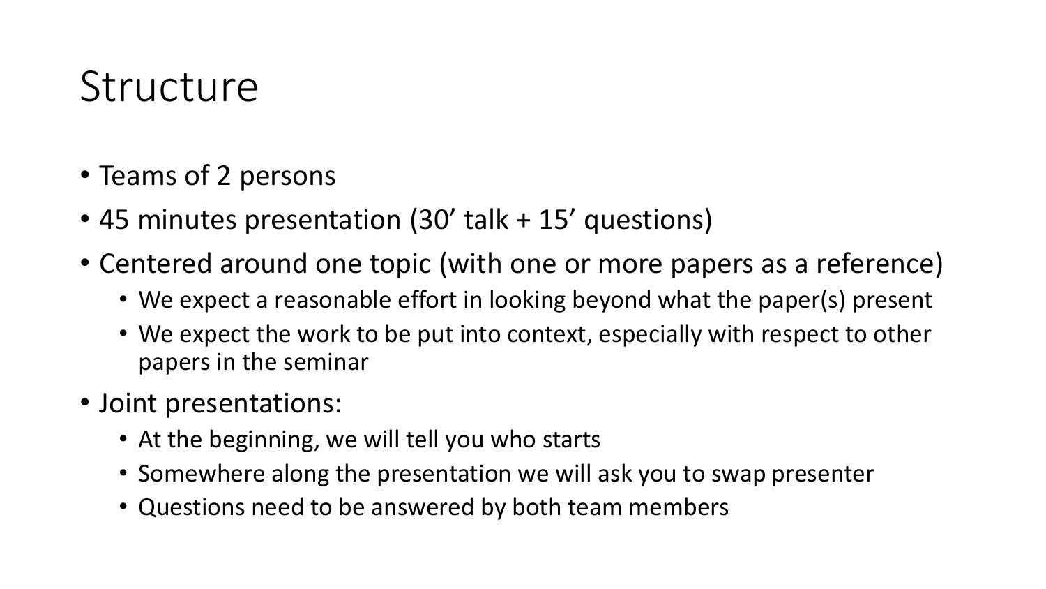# Structure

- Teams of 2 persons
- 45 minutes presentation (30’ talk + 15’ questions)
- Centered around one topic (with one or more papers as a reference)
  - We expect a reasonable effort in looking beyond what the paper(s) present
  - We expect the work to be put into context, especially with respect to other papers in the seminar
- Joint presentations:
  - At the beginning, we will tell you who starts
  - Somewhere along the presentation we will ask you to swap presenter
  - Questions need to be answered by both team members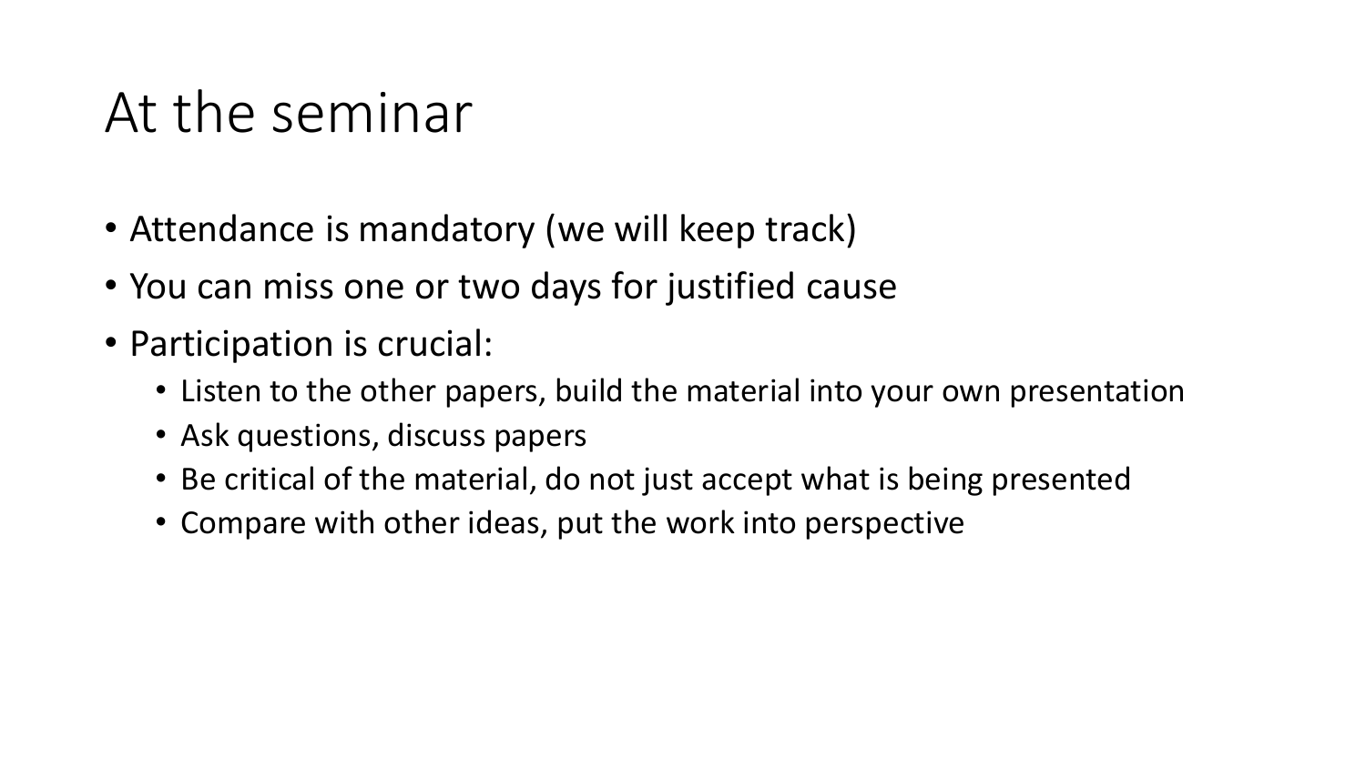# At the seminar

- Attendance is mandatory (we will keep track)
- You can miss one or two days for justified cause
- Participation is crucial:
  - Listen to the other papers, build the material into your own presentation
  - Ask questions, discuss papers
  - Be critical of the material, do not just accept what is being presented
  - Compare with other ideas, put the work into perspective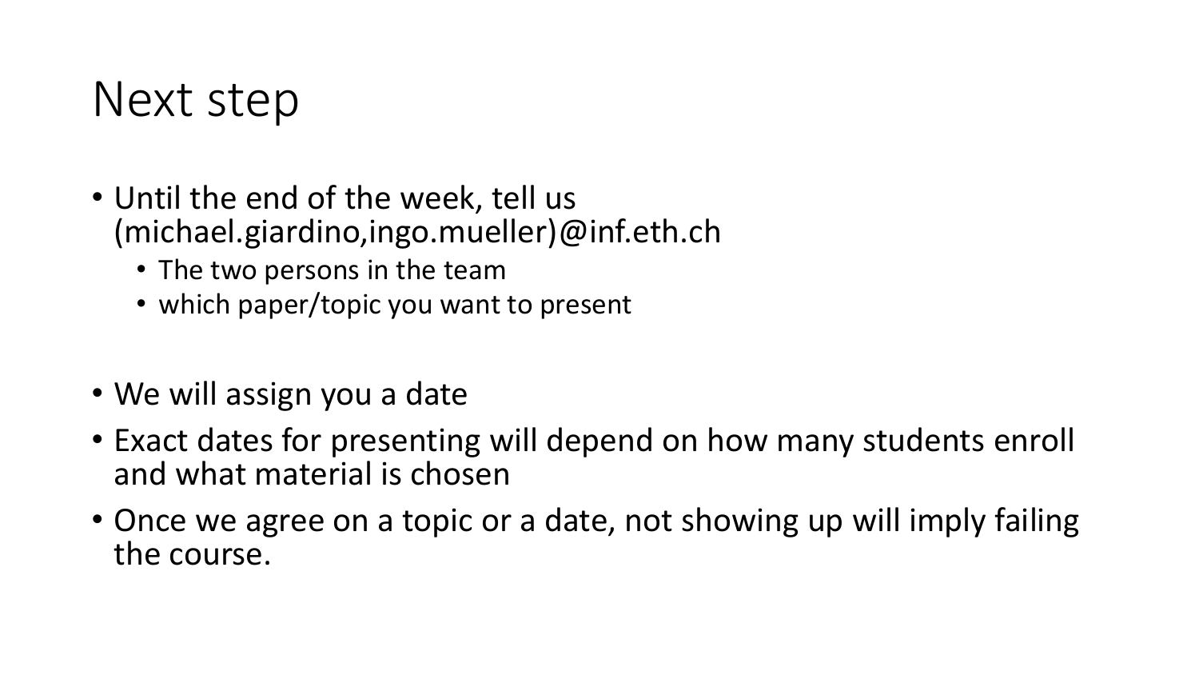# Next step

- Until the end of the week, tell us (michael.giardino,ingo.mueller)@inf.eth.ch
  - The two persons in the team
  - which paper/topic you want to present

- We will assign you a date
- Exact dates for presenting will depend on how many students enroll and what material is chosen
- Once we agree on a topic or a date, not showing up will imply failing the course.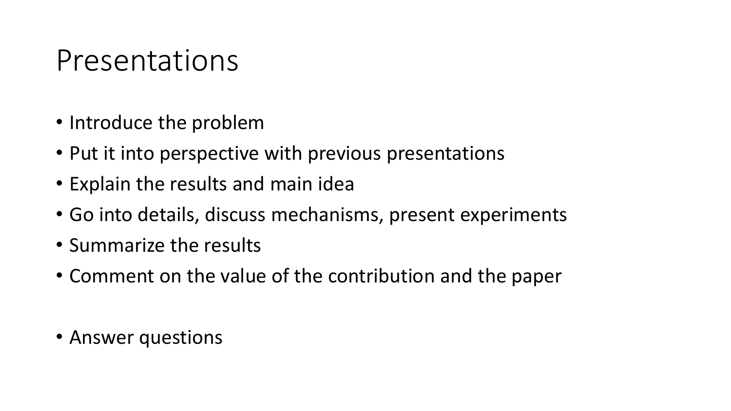# Presentations

- Introduce the problem
- Put it into perspective with previous presentations
- Explain the results and main idea
- Go into details, discuss mechanisms, present experiments
- Summarize the results
- Comment on the value of the contribution and the paper

- Answer questions